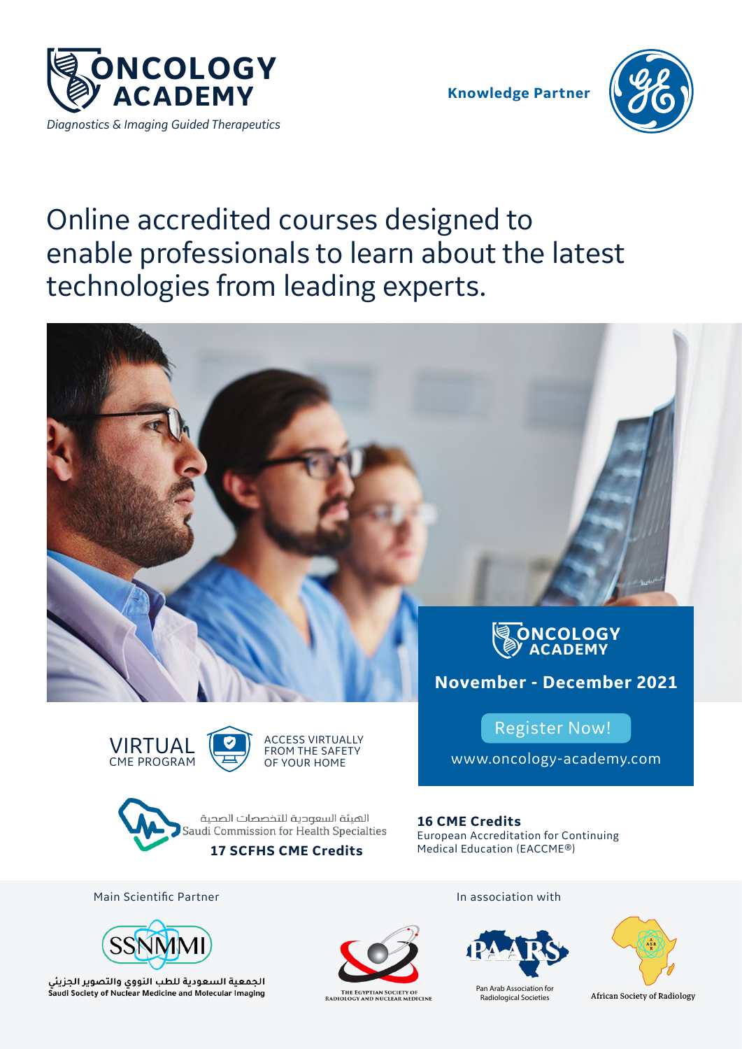# ONCOLOGY ACADEMY

*Diagnostics & Imaging Guided Therapeutics*

**Knowledge Partner**

## Online accredited courses designed to enable professionals to learn about the latest technologies from leading experts.

**ONCOLOGY ACADEMY**

**November - December 2021**

Register Now!

www.oncology-academy.com

VIRTUAL
CME PROGRAM

ACCESS VIRTUALLY
FROM THE SAFETY
OF YOUR HOME

الهيئة السعودية للتخصصات الصحية
Saudi Commission for Health Specialties

**17 SCFHS CME Credits**

**16 CME Credits**
European Accreditation for Continuing Medical Education (EACCME®)

Main Scientific Partner

SSNMMI

الجمعية السعودية للطب النووي والتصوير الجزيئي
Saudi Society of Nuclear Medicine and Molecular Imaging

THE EGYPTIAN SOCIETY OF RADIOLOGY AND NUCLEAR MEDICINE

In association with

PAARS
Pan Arab Association for Radiological Societies

African Society of Radiology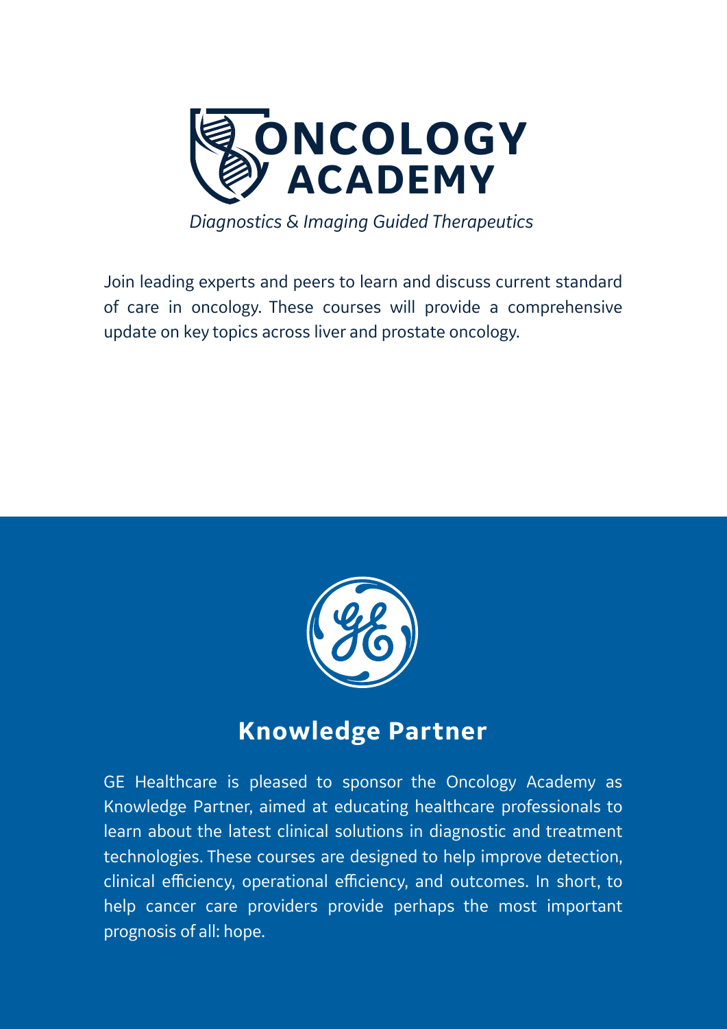# ONCOLOGY ACADEMY

*Diagnostics & Imaging Guided Therapeutics*

Join leading experts and peers to learn and discuss current standard of care in oncology. These courses will provide a comprehensive update on key topics across liver and prostate oncology.

## Knowledge Partner

GE Healthcare is pleased to sponsor the Oncology Academy as Knowledge Partner, aimed at educating healthcare professionals to learn about the latest clinical solutions in diagnostic and treatment technologies. These courses are designed to help improve detection, clinical efficiency, operational efficiency, and outcomes. In short, to help cancer care providers provide perhaps the most important prognosis of all: hope.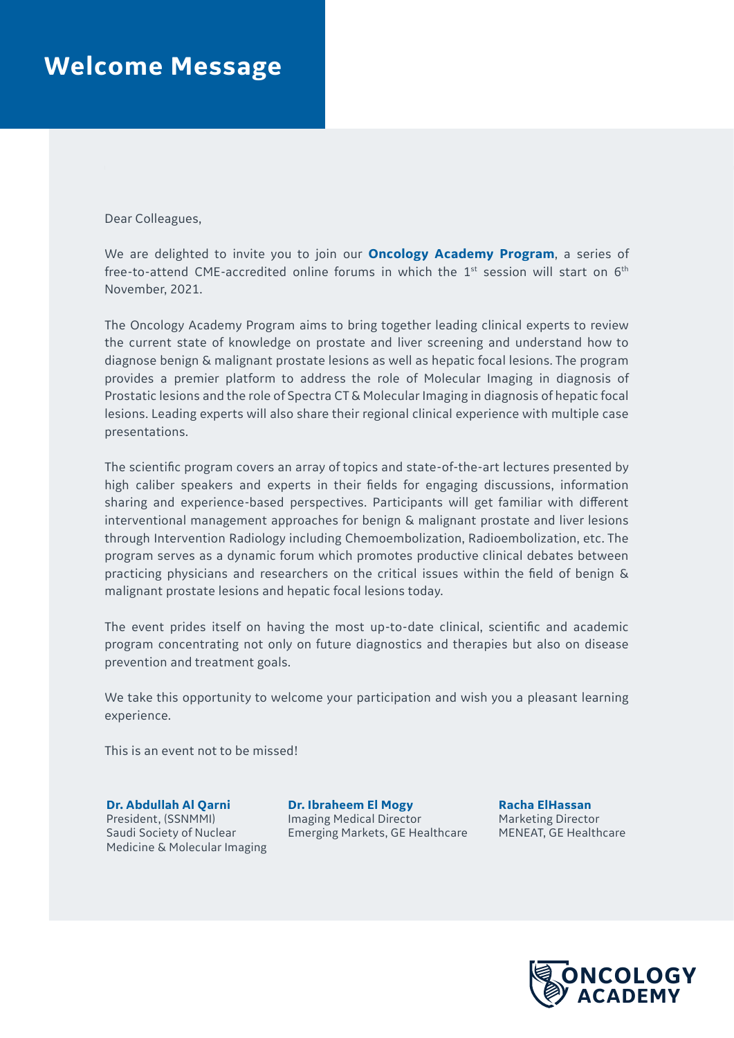# Welcome Message

Dear Colleagues,

We are delighted to invite you to join our **Oncology Academy Program**, a series of free-to-attend CME-accredited online forums in which the 1st session will start on 6th November, 2021.

The Oncology Academy Program aims to bring together leading clinical experts to review the current state of knowledge on prostate and liver screening and understand how to diagnose benign & malignant prostate lesions as well as hepatic focal lesions. The program provides a premier platform to address the role of Molecular Imaging in diagnosis of Prostatic lesions and the role of Spectra CT & Molecular Imaging in diagnosis of hepatic focal lesions. Leading experts will also share their regional clinical experience with multiple case presentations.

The scientific program covers an array of topics and state-of-the-art lectures presented by high caliber speakers and experts in their fields for engaging discussions, information sharing and experience-based perspectives. Participants will get familiar with different interventional management approaches for benign & malignant prostate and liver lesions through Intervention Radiology including Chemoembolization, Radioembolization, etc. The program serves as a dynamic forum which promotes productive clinical debates between practicing physicians and researchers on the critical issues within the field of benign & malignant prostate lesions and hepatic focal lesions today.

The event prides itself on having the most up-to-date clinical, scientific and academic program concentrating not only on future diagnostics and therapies but also on disease prevention and treatment goals.

We take this opportunity to welcome your participation and wish you a pleasant learning experience.

This is an event not to be missed!

**Dr. Abdullah Al Qarni**
President, (SSNMMI)
Saudi Society of Nuclear Medicine & Molecular Imaging

**Dr. Ibraheem El Mogy**
Imaging Medical Director
Emerging Markets, GE Healthcare

**Racha ElHassan**
Marketing Director
MENEAT, GE Healthcare

ONCOLOGY ACADEMY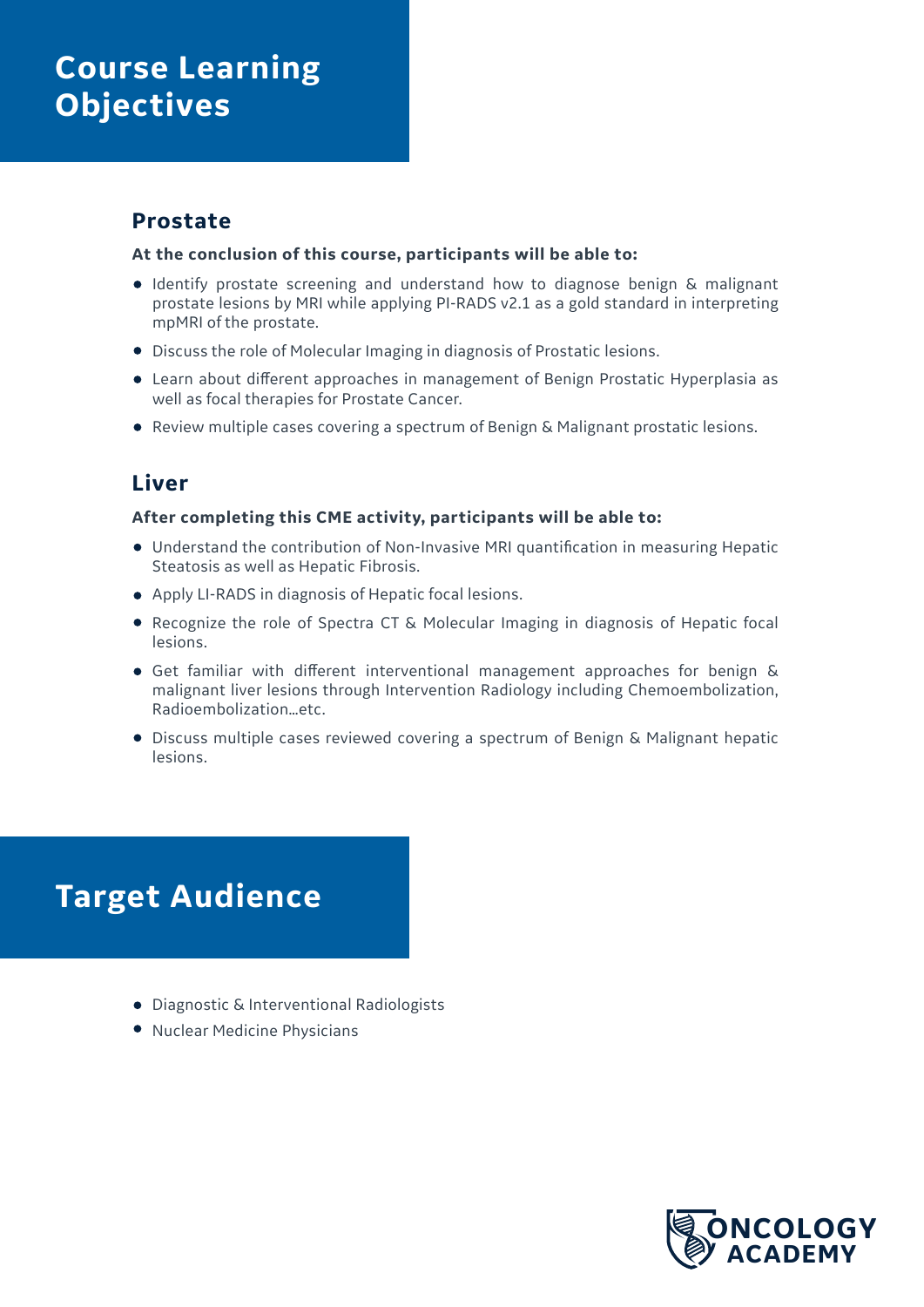# Course Learning Objectives

## Prostate

**At the conclusion of this course, participants will be able to:**

- Identify prostate screening and understand how to diagnose benign & malignant prostate lesions by MRI while applying PI-RADS v2.1 as a gold standard in interpreting mpMRI of the prostate.
- Discuss the role of Molecular Imaging in diagnosis of Prostatic lesions.
- Learn about different approaches in management of Benign Prostatic Hyperplasia as well as focal therapies for Prostate Cancer.
- Review multiple cases covering a spectrum of Benign & Malignant prostatic lesions.

## Liver

**After completing this CME activity, participants will be able to:**

- Understand the contribution of Non-Invasive MRI quantification in measuring Hepatic Steatosis as well as Hepatic Fibrosis.
- Apply LI-RADS in diagnosis of Hepatic focal lesions.
- Recognize the role of Spectra CT & Molecular Imaging in diagnosis of Hepatic focal lesions.
- Get familiar with different interventional management approaches for benign & malignant liver lesions through Intervention Radiology including Chemoembolization, Radioembolization...etc.
- Discuss multiple cases reviewed covering a spectrum of Benign & Malignant hepatic lesions.

# Target Audience

- Diagnostic & Interventional Radiologists
- Nuclear Medicine Physicians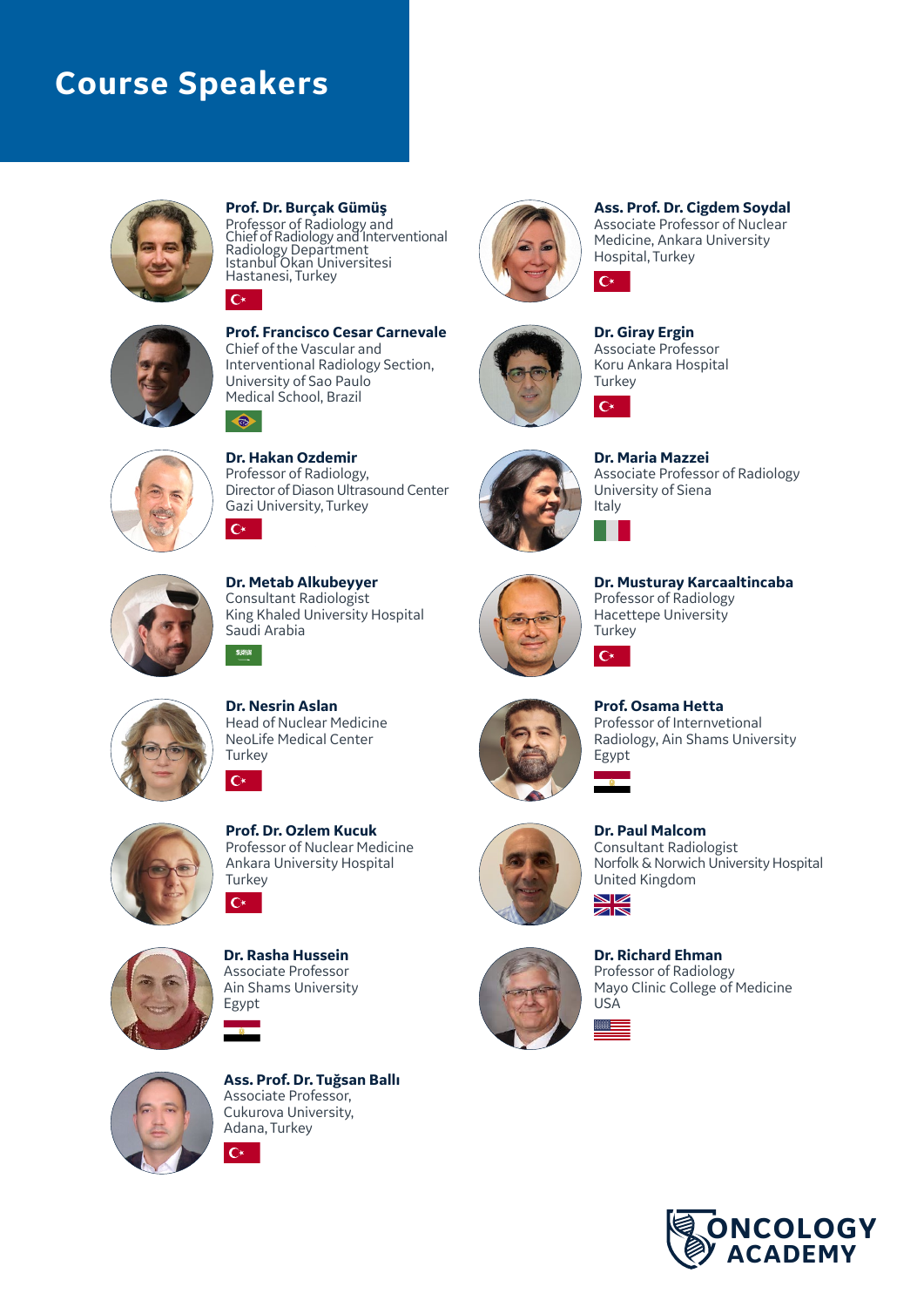# Course Speakers

**Prof. Dr. Burçak Gümüş**
Professor of Radiology and Chief of Radiology and Interventional Radiology Department
Istanbul Okan Universitesi Hastanesi, Turkey

**Prof. Francisco Cesar Carnevale**
Chief of the Vascular and Interventional Radiology Section, University of Sao Paulo Medical School, Brazil

**Dr. Hakan Ozdemir**
Professor of Radiology,
Director of Diason Ultrasound Center
Gazi University, Turkey

**Dr. Metab Alkubeyyer**
Consultant Radiologist
King Khaled University Hospital
Saudi Arabia

**Dr. Nesrin Aslan**
Head of Nuclear Medicine
NeoLife Medical Center
Turkey

**Prof. Dr. Ozlem Kucuk**
Professor of Nuclear Medicine
Ankara University Hospital
Turkey

**Dr. Rasha Hussein**
Associate Professor
Ain Shams University
Egypt

**Ass. Prof. Dr. Tuğsan Ballı**
Associate Professor,
Cukurova University,
Adana, Turkey

**Ass. Prof. Dr. Cigdem Soydal**
Associate Professor of Nuclear Medicine, Ankara University Hospital, Turkey

**Dr. Giray Ergin**
Associate Professor
Koru Ankara Hospital
Turkey

**Dr. Maria Mazzei**
Associate Professor of Radiology
University of Siena
Italy

**Dr. Musturay Karcaaltincaba**
Professor of Radiology
Hacettepe University
Turkey

**Prof. Osama Hetta**
Professor of Internvetional Radiology, Ain Shams University
Egypt

**Dr. Paul Malcom**
Consultant Radiologist
Norfolk & Norwich University Hospital
United Kingdom

**Dr. Richard Ehman**
Professor of Radiology
Mayo Clinic College of Medicine
USA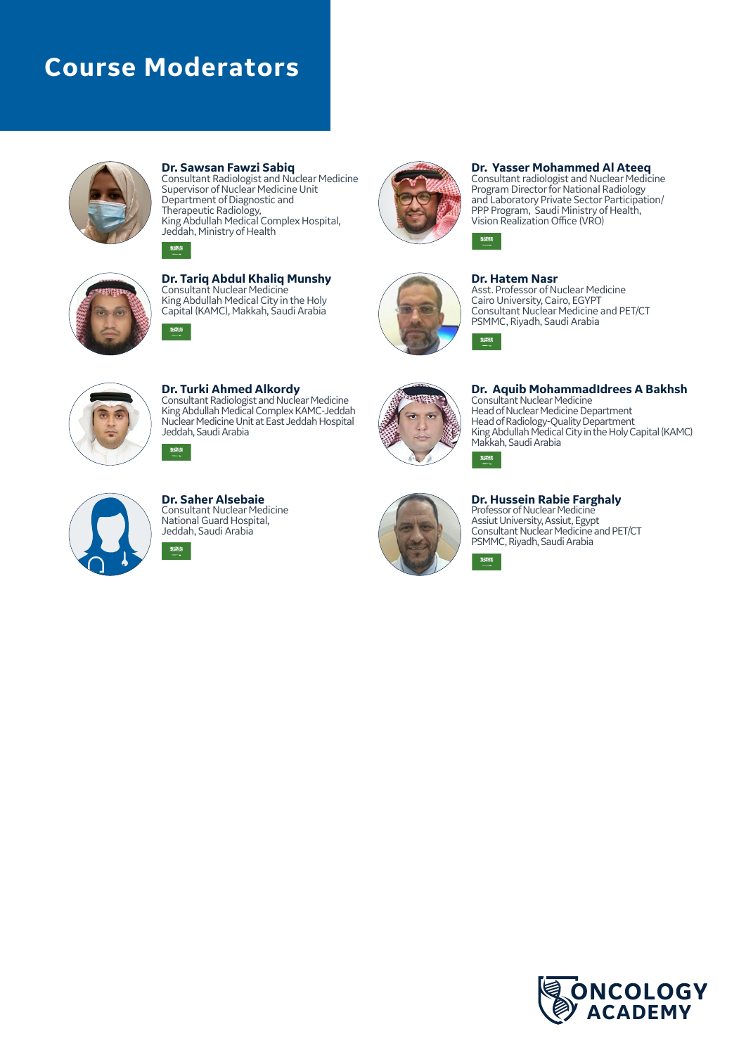# Course Moderators

**Dr. Sawsan Fawzi Sabiq**
Consultant Radiologist and Nuclear Medicine
Supervisor of Nuclear Medicine Unit
Department of Diagnostic and Therapeutic Radiology,
King Abdullah Medical Complex Hospital,
Jeddah, Ministry of Health

**Dr. Yasser Mohammed Al Ateeq**
Consultant radiologist and Nuclear Medicine
Program Director for National Radiology and Laboratory Private Sector Participation/ PPP Program, Saudi Ministry of Health,
Vision Realization Office (VRO)

**Dr. Tariq Abdul Khaliq Munshy**
Consultant Nuclear Medicine
King Abdullah Medical City in the Holy Capital (KAMC), Makkah, Saudi Arabia

**Dr. Hatem Nasr**
Asst. Professor of Nuclear Medicine
Cairo University, Cairo, EGYPT
Consultant Nuclear Medicine and PET/CT
PSMMC, Riyadh, Saudi Arabia

**Dr. Turki Ahmed Alkordy**
Consultant Radiologist and Nuclear Medicine
King Abdullah Medical Complex KAMC-Jeddah
Nuclear Medicine Unit at East Jeddah Hospital
Jeddah, Saudi Arabia

**Dr. Aquib MohammadIdrees A Bakhsh**
Consultant Nuclear Medicine
Head of Nuclear Medicine Department
Head of Radiology-Quality Department
King Abdullah Medical City in the Holy Capital (KAMC)
Makkah, Saudi Arabia

**Dr. Saher Alsebaie**
Consultant Nuclear Medicine
National Guard Hospital,
Jeddah, Saudi Arabia

**Dr. Hussein Rabie Farghaly**
Professor of Nuclear Medicine
Assiut University, Assiut, Egypt
Consultant Nuclear Medicine and PET/CT
PSMMC, Riyadh, Saudi Arabia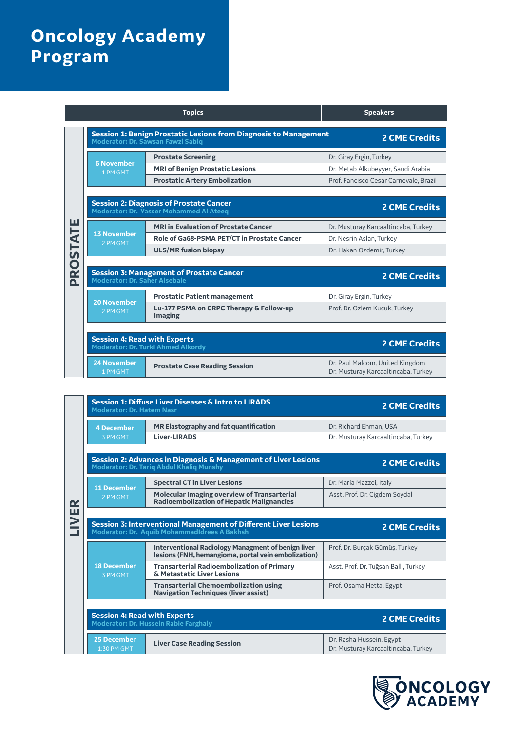# Oncology Academy Program

| | Topics | | Speakers |
|---|---|---|---|
| **PROSTATE** | **Session 1: Benign Prostatic Lesions from Diagnosis to Management** Moderator: Dr. Sawsan Fawzi Sabiq | | **2 CME Credits** |
| | **6 November** 1 PM GMT | **Prostate Screening** | Dr. Giray Ergin, Turkey |
| | | **MRI of Benign Prostatic Lesions** | Dr. Metab Alkubeyyer, Saudi Arabia |
| | | **Prostatic Artery Embolization** | Prof. Fancisco Cesar Carnevale, Brazil |
| | **Session 2: Diagnosis of Prostate Cancer** Moderator: Dr. Yasser Mohammed Al Ateeq | | **2 CME Credits** |
| | **13 November** 2 PM GMT | **MRI in Evaluation of Prostate Cancer** | Dr. Musturay Karcaaltincaba, Turkey |
| | | **Role of Ga68-PSMA PET/CT in Prostate Cancer** | Dr. Nesrin Aslan, Turkey |
| | | **ULS/MR fusion biopsy** | Dr. Hakan Ozdemir, Turkey |
| | **Session 3: Management of Prostate Cancer** Moderator: Dr. Saher Alsebaie | | **2 CME Credits** |
| | **20 November** 2 PM GMT | **Prostatic Patient management** | Dr. Giray Ergin, Turkey |
| | | **Lu-177 PSMA on CRPC Therapy & Follow-up Imaging** | Prof. Dr. Ozlem Kucuk, Turkey |
| | **Session 4: Read with Experts** Moderator: Dr. Turki Ahmed Alkordy | | **2 CME Credits** |
| | **24 November** 1 PM GMT | **Prostate Case Reading Session** | Dr. Paul Malcom, United Kingdom<br>Dr. Musturay Karcaaltincaba, Turkey |
| **LIVER** | **Session 1: Diffuse Liver Diseases & Intro to LIRADS** Moderator: Dr. Hatem Nasr | | **2 CME Credits** |
| | **4 December** 3 PM GMT | **MR Elastography and fat quantification** | Dr. Richard Ehman, USA |
| | | **Liver-LIRADS** | Dr. Musturay Karcaaltincaba, Turkey |
| | **Session 2: Advances in Diagnosis & Management of Liver Lesions** Moderator: Dr. Tariq Abdul Khaliq Munshy | | **2 CME Credits** |
| | **11 December** 2 PM GMT | **Spectral CT in Liver Lesions** | Dr. Maria Mazzei, Italy |
| | | **Molecular Imaging overview of Transarterial Radioembolization of Hepatic Malignancies** | Asst. Prof. Dr. Cigdem Soydal |
| | **Session 3: Interventional Management of Different Liver Lesions** Moderator: Dr. Aquib MohammadIdrees A Bakhsh | | **2 CME Credits** |
| | **18 December** 3 PM GMT | **Interventional Radiology Managment of benign liver lesions (FNH, hemangioma, portal vein embolization)** | Prof. Dr. Burçak Gümüş, Turkey |
| | | **Transarterial Radioembolization of Primary & Metastatic Liver Lesions** | Asst. Prof. Dr. Tuğsan Ballı, Turkey |
| | | **Transarterial Chemoembolization using Navigation Techniques (liver assist)** | Prof. Osama Hetta, Egypt |
| | **Session 4: Read with Experts** Moderator: Dr. Hussein Rabie Farghaly | | **2 CME Credits** |
| | **25 December** 1:30 PM GMT | **Liver Case Reading Session** | Dr. Rasha Hussein, Egypt<br>Dr. Musturay Karcaaltincaba, Turkey |

ONCOLOGY ACADEMY